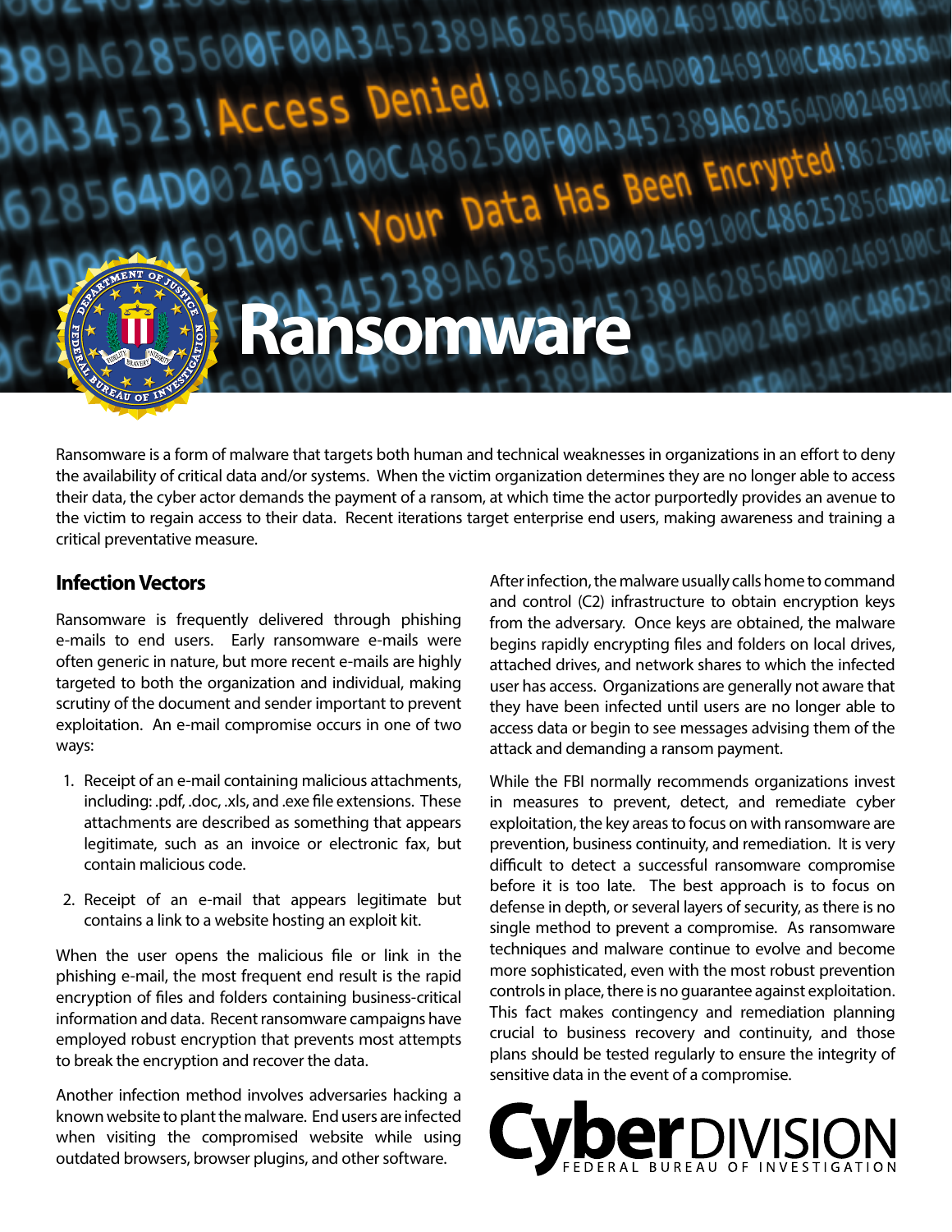# Ransomware

Ransomware is a form of malware that targets both human and technical weaknesses in organizations in an effort to deny the availability of critical data and/or systems. When the victim organization determines they are no longer able to access their data, the cyber actor demands the payment of a ransom, at which time the actor purportedly provides an avenue to the victim to regain access to their data. Recent iterations target enterprise end users, making awareness and training a critical preventative measure.

## Infection Vectors

Ransomware is frequently delivered through phishing e-mails to end users. Early ransomware e-mails were often generic in nature, but more recent e-mails are highly targeted to both the organization and individual, making scrutiny of the document and sender important to prevent exploitation. An e-mail compromise occurs in one of two ways:

1. Receipt of an e-mail containing malicious attachments, including: .pdf, .doc, .xls, and .exe file extensions. These attachments are described as something that appears legitimate, such as an invoice or electronic fax, but contain malicious code.
2. Receipt of an e-mail that appears legitimate but contains a link to a website hosting an exploit kit.

When the user opens the malicious file or link in the phishing e-mail, the most frequent end result is the rapid encryption of files and folders containing business-critical information and data. Recent ransomware campaigns have employed robust encryption that prevents most attempts to break the encryption and recover the data.

Another infection method involves adversaries hacking a known website to plant the malware. End users are infected when visiting the compromised website while using outdated browsers, browser plugins, and other software.

After infection, the malware usually calls home to command and control (C2) infrastructure to obtain encryption keys from the adversary. Once keys are obtained, the malware begins rapidly encrypting files and folders on local drives, attached drives, and network shares to which the infected user has access. Organizations are generally not aware that they have been infected until users are no longer able to access data or begin to see messages advising them of the attack and demanding a ransom payment.

While the FBI normally recommends organizations invest in measures to prevent, detect, and remediate cyber exploitation, the key areas to focus on with ransomware are prevention, business continuity, and remediation. It is very difficult to detect a successful ransomware compromise before it is too late. The best approach is to focus on defense in depth, or several layers of security, as there is no single method to prevent a compromise. As ransomware techniques and malware continue to evolve and become more sophisticated, even with the most robust prevention controls in place, there is no guarantee against exploitation. This fact makes contingency and remediation planning crucial to business recovery and continuity, and those plans should be tested regularly to ensure the integrity of sensitive data in the event of a compromise.

Cyber DIVISION
FEDERAL BUREAU OF INVESTIGATION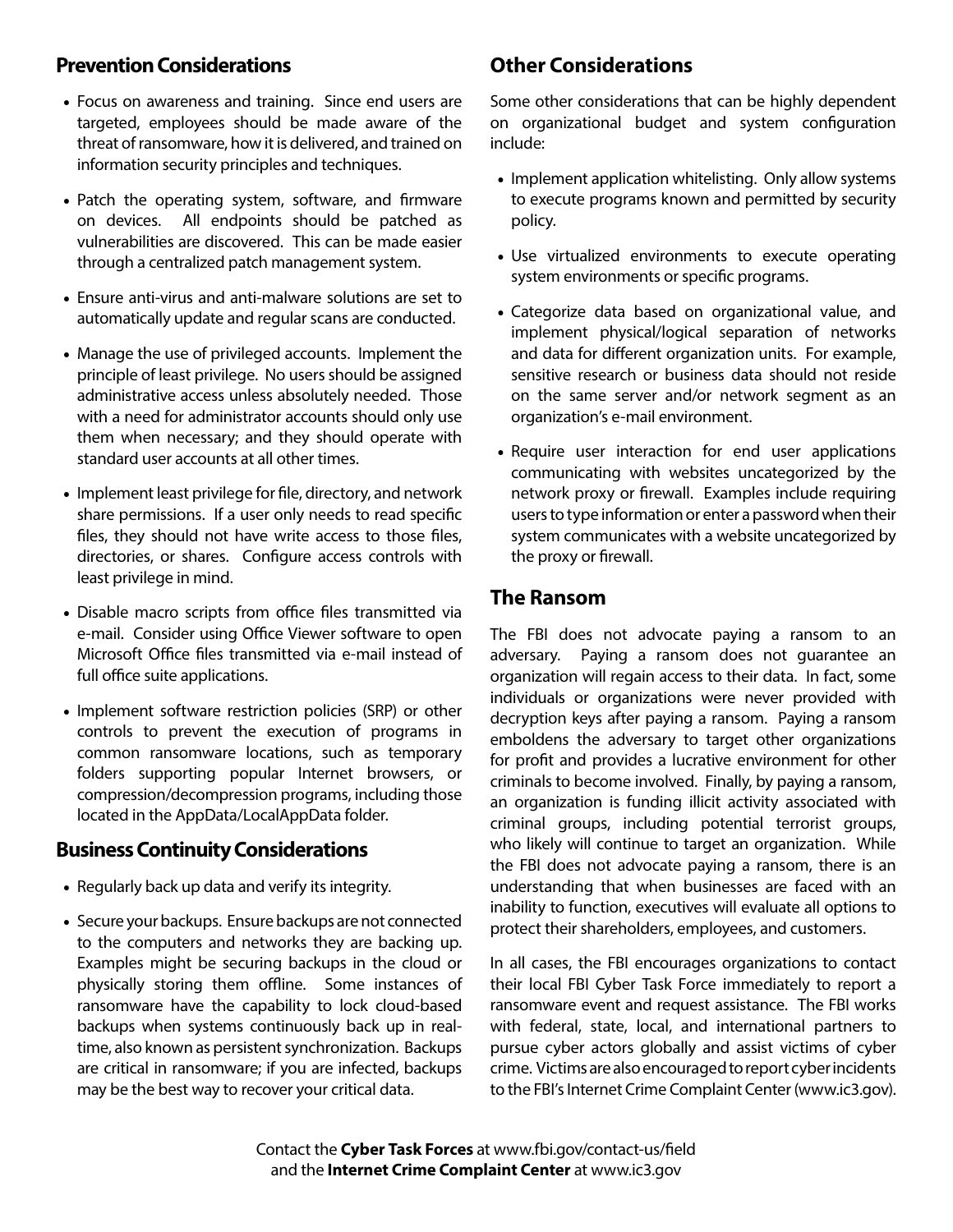## Prevention Considerations

- Focus on awareness and training. Since end users are targeted, employees should be made aware of the threat of ransomware, how it is delivered, and trained on information security principles and techniques.
- Patch the operating system, software, and firmware on devices. All endpoints should be patched as vulnerabilities are discovered. This can be made easier through a centralized patch management system.
- Ensure anti-virus and anti-malware solutions are set to automatically update and regular scans are conducted.
- Manage the use of privileged accounts. Implement the principle of least privilege. No users should be assigned administrative access unless absolutely needed. Those with a need for administrator accounts should only use them when necessary; and they should operate with standard user accounts at all other times.
- Implement least privilege for file, directory, and network share permissions. If a user only needs to read specific files, they should not have write access to those files, directories, or shares. Configure access controls with least privilege in mind.
- Disable macro scripts from office files transmitted via e-mail. Consider using Office Viewer software to open Microsoft Office files transmitted via e-mail instead of full office suite applications.
- Implement software restriction policies (SRP) or other controls to prevent the execution of programs in common ransomware locations, such as temporary folders supporting popular Internet browsers, or compression/decompression programs, including those located in the AppData/LocalAppData folder.

## Business Continuity Considerations

- Regularly back up data and verify its integrity.
- Secure your backups. Ensure backups are not connected to the computers and networks they are backing up. Examples might be securing backups in the cloud or physically storing them offline. Some instances of ransomware have the capability to lock cloud-based backups when systems continuously back up in real-time, also known as persistent synchronization. Backups are critical in ransomware; if you are infected, backups may be the best way to recover your critical data.

## Other Considerations

Some other considerations that can be highly dependent on organizational budget and system configuration include:

- Implement application whitelisting. Only allow systems to execute programs known and permitted by security policy.
- Use virtualized environments to execute operating system environments or specific programs.
- Categorize data based on organizational value, and implement physical/logical separation of networks and data for different organization units. For example, sensitive research or business data should not reside on the same server and/or network segment as an organization's e-mail environment.
- Require user interaction for end user applications communicating with websites uncategorized by the network proxy or firewall. Examples include requiring users to type information or enter a password when their system communicates with a website uncategorized by the proxy or firewall.

## The Ransom

The FBI does not advocate paying a ransom to an adversary. Paying a ransom does not guarantee an organization will regain access to their data. In fact, some individuals or organizations were never provided with decryption keys after paying a ransom. Paying a ransom emboldens the adversary to target other organizations for profit and provides a lucrative environment for other criminals to become involved. Finally, by paying a ransom, an organization is funding illicit activity associated with criminal groups, including potential terrorist groups, who likely will continue to target an organization. While the FBI does not advocate paying a ransom, there is an understanding that when businesses are faced with an inability to function, executives will evaluate all options to protect their shareholders, employees, and customers.

In all cases, the FBI encourages organizations to contact their local FBI Cyber Task Force immediately to report a ransomware event and request assistance. The FBI works with federal, state, local, and international partners to pursue cyber actors globally and assist victims of cyber crime. Victims are also encouraged to report cyber incidents to the FBI's Internet Crime Complaint Center (www.ic3.gov).

Contact the **Cyber Task Forces** at www.fbi.gov/contact-us/field
and the **Internet Crime Complaint Center** at www.ic3.gov